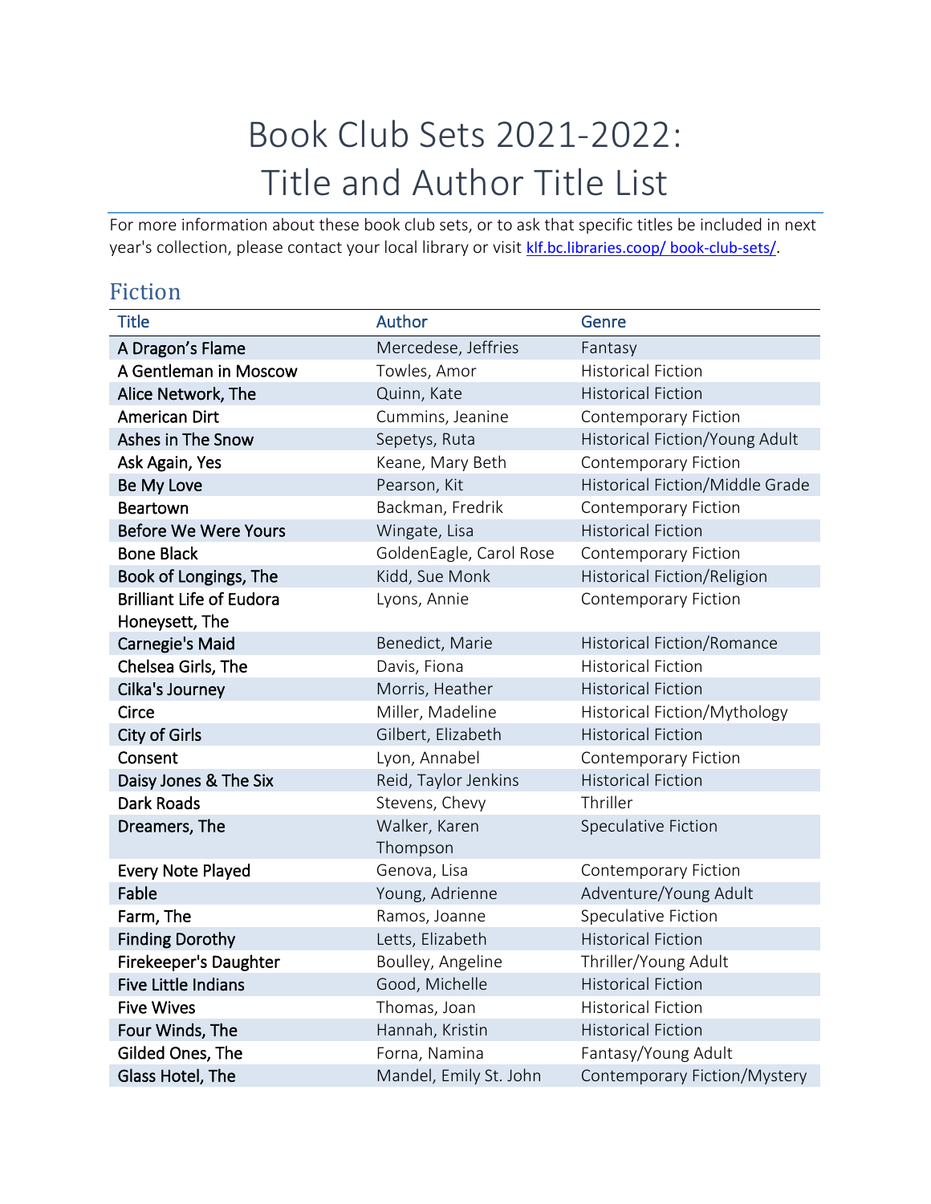# Book Club Sets 2021-2022: Title and Author Title List

For more information about these book club sets, or to ask that specific titles be included in next year's collection, please contact your local library or visit [klf.bc.libraries.coop/ book-club-sets/](klf.bc.libraries.coop/book-club-sets/).

## Fiction

| Title | Author | Genre |
| --- | --- | --- |
| A Dragon's Flame | Mercedese, Jeffries | Fantasy |
| A Gentleman in Moscow | Towles, Amor | Historical Fiction |
| Alice Network, The | Quinn, Kate | Historical Fiction |
| American Dirt | Cummins, Jeanine | Contemporary Fiction |
| Ashes in The Snow | Sepetys, Ruta | Historical Fiction/Young Adult |
| Ask Again, Yes | Keane, Mary Beth | Contemporary Fiction |
| Be My Love | Pearson, Kit | Historical Fiction/Middle Grade |
| Beartown | Backman, Fredrik | Contemporary Fiction |
| Before We Were Yours | Wingate, Lisa | Historical Fiction |
| Bone Black | GoldenEagle, Carol Rose | Contemporary Fiction |
| Book of Longings, The | Kidd, Sue Monk | Historical Fiction/Religion |
| Brilliant Life of Eudora Honeysett, The | Lyons, Annie | Contemporary Fiction |
| Carnegie's Maid | Benedict, Marie | Historical Fiction/Romance |
| Chelsea Girls, The | Davis, Fiona | Historical Fiction |
| Cilka's Journey | Morris, Heather | Historical Fiction |
| Circe | Miller, Madeline | Historical Fiction/Mythology |
| City of Girls | Gilbert, Elizabeth | Historical Fiction |
| Consent | Lyon, Annabel | Contemporary Fiction |
| Daisy Jones & The Six | Reid, Taylor Jenkins | Historical Fiction |
| Dark Roads | Stevens, Chevy | Thriller |
| Dreamers, The | Walker, Karen Thompson | Speculative Fiction |
| Every Note Played | Genova, Lisa | Contemporary Fiction |
| Fable | Young, Adrienne | Adventure/Young Adult |
| Farm, The | Ramos, Joanne | Speculative Fiction |
| Finding Dorothy | Letts, Elizabeth | Historical Fiction |
| Firekeeper's Daughter | Boulley, Angeline | Thriller/Young Adult |
| Five Little Indians | Good, Michelle | Historical Fiction |
| Five Wives | Thomas, Joan | Historical Fiction |
| Four Winds, The | Hannah, Kristin | Historical Fiction |
| Gilded Ones, The | Forna, Namina | Fantasy/Young Adult |
| Glass Hotel, The | Mandel, Emily St. John | Contemporary Fiction/Mystery |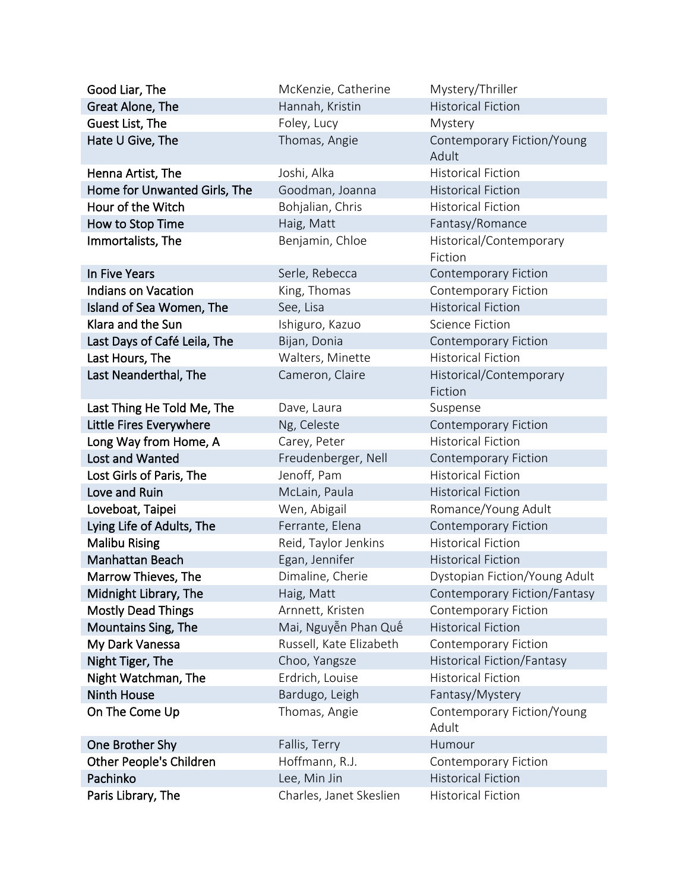| | | |
|---|---|---|
| Good Liar, The | McKenzie, Catherine | Mystery/Thriller |
| Great Alone, The | Hannah, Kristin | Historical Fiction |
| Guest List, The | Foley, Lucy | Mystery |
| Hate U Give, The | Thomas, Angie | Contemporary Fiction/Young Adult |
| Henna Artist, The | Joshi, Alka | Historical Fiction |
| Home for Unwanted Girls, The | Goodman, Joanna | Historical Fiction |
| Hour of the Witch | Bohjalian, Chris | Historical Fiction |
| How to Stop Time | Haig, Matt | Fantasy/Romance |
| Immortalists, The | Benjamin, Chloe | Historical/Contemporary Fiction |
| In Five Years | Serle, Rebecca | Contemporary Fiction |
| Indians on Vacation | King, Thomas | Contemporary Fiction |
| Island of Sea Women, The | See, Lisa | Historical Fiction |
| Klara and the Sun | Ishiguro, Kazuo | Science Fiction |
| Last Days of Café Leila, The | Bijan, Donia | Contemporary Fiction |
| Last Hours, The | Walters, Minette | Historical Fiction |
| Last Neanderthal, The | Cameron, Claire | Historical/Contemporary Fiction |
| Last Thing He Told Me, The | Dave, Laura | Suspense |
| Little Fires Everywhere | Ng, Celeste | Contemporary Fiction |
| Long Way from Home, A | Carey, Peter | Historical Fiction |
| Lost and Wanted | Freudenberger, Nell | Contemporary Fiction |
| Lost Girls of Paris, The | Jenoff, Pam | Historical Fiction |
| Love and Ruin | McLain, Paula | Historical Fiction |
| Loveboat, Taipei | Wen, Abigail | Romance/Young Adult |
| Lying Life of Adults, The | Ferrante, Elena | Contemporary Fiction |
| Malibu Rising | Reid, Taylor Jenkins | Historical Fiction |
| Manhattan Beach | Egan, Jennifer | Historical Fiction |
| Marrow Thieves, The | Dimaline, Cherie | Dystopian Fiction/Young Adult |
| Midnight Library, The | Haig, Matt | Contemporary Fiction/Fantasy |
| Mostly Dead Things | Arnnett, Kristen | Contemporary Fiction |
| Mountains Sing, The | Mai, Nguyễn Phan Quế | Historical Fiction |
| My Dark Vanessa | Russell, Kate Elizabeth | Contemporary Fiction |
| Night Tiger, The | Choo, Yangsze | Historical Fiction/Fantasy |
| Night Watchman, The | Erdrich, Louise | Historical Fiction |
| Ninth House | Bardugo, Leigh | Fantasy/Mystery |
| On The Come Up | Thomas, Angie | Contemporary Fiction/Young Adult |
| One Brother Shy | Fallis, Terry | Humour |
| Other People's Children | Hoffmann, R.J. | Contemporary Fiction |
| Pachinko | Lee, Min Jin | Historical Fiction |
| Paris Library, The | Charles, Janet Skeslien | Historical Fiction |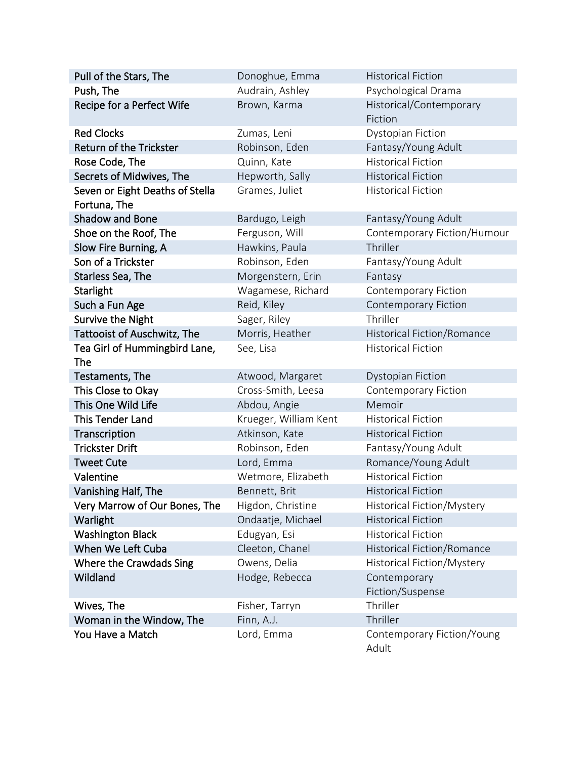| Pull of the Stars, The | Donoghue, Emma | Historical Fiction |
|---|---|---|
| Push, The | Audrain, Ashley | Psychological Drama |
| Recipe for a Perfect Wife | Brown, Karma | Historical/Contemporary Fiction |
| Red Clocks | Zumas, Leni | Dystopian Fiction |
| Return of the Trickster | Robinson, Eden | Fantasy/Young Adult |
| Rose Code, The | Quinn, Kate | Historical Fiction |
| Secrets of Midwives, The | Hepworth, Sally | Historical Fiction |
| Seven or Eight Deaths of Stella Fortuna, The | Grames, Juliet | Historical Fiction |
| Shadow and Bone | Bardugo, Leigh | Fantasy/Young Adult |
| Shoe on the Roof, The | Ferguson, Will | Contemporary Fiction/Humour |
| Slow Fire Burning, A | Hawkins, Paula | Thriller |
| Son of a Trickster | Robinson, Eden | Fantasy/Young Adult |
| Starless Sea, The | Morgenstern, Erin | Fantasy |
| Starlight | Wagamese, Richard | Contemporary Fiction |
| Such a Fun Age | Reid, Kiley | Contemporary Fiction |
| Survive the Night | Sager, Riley | Thriller |
| Tattooist of Auschwitz, The | Morris, Heather | Historical Fiction/Romance |
| Tea Girl of Hummingbird Lane, The | See, Lisa | Historical Fiction |
| Testaments, The | Atwood, Margaret | Dystopian Fiction |
| This Close to Okay | Cross-Smith, Leesa | Contemporary Fiction |
| This One Wild Life | Abdou, Angie | Memoir |
| This Tender Land | Krueger, William Kent | Historical Fiction |
| Transcription | Atkinson, Kate | Historical Fiction |
| Trickster Drift | Robinson, Eden | Fantasy/Young Adult |
| Tweet Cute | Lord, Emma | Romance/Young Adult |
| Valentine | Wetmore, Elizabeth | Historical Fiction |
| Vanishing Half, The | Bennett, Brit | Historical Fiction |
| Very Marrow of Our Bones, The | Higdon, Christine | Historical Fiction/Mystery |
| Warlight | Ondaatje, Michael | Historical Fiction |
| Washington Black | Edugyan, Esi | Historical Fiction |
| When We Left Cuba | Cleeton, Chanel | Historical Fiction/Romance |
| Where the Crawdads Sing | Owens, Delia | Historical Fiction/Mystery |
| Wildland | Hodge, Rebecca | Contemporary Fiction/Suspense |
| Wives, The | Fisher, Tarryn | Thriller |
| Woman in the Window, The | Finn, A.J. | Thriller |
| You Have a Match | Lord, Emma | Contemporary Fiction/Young Adult |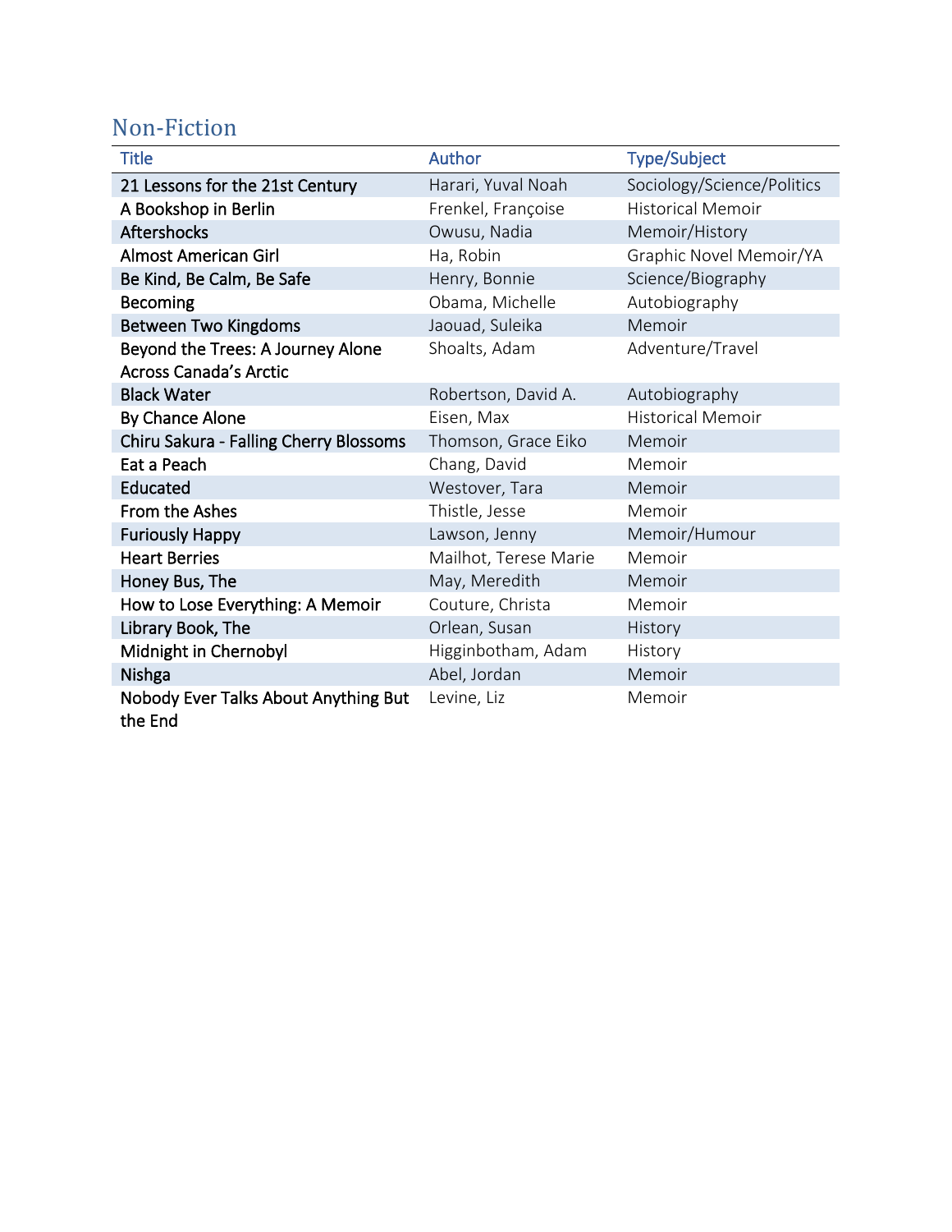## Non-Fiction

| Title | Author | Type/Subject |
| --- | --- | --- |
| 21 Lessons for the 21st Century | Harari, Yuval Noah | Sociology/Science/Politics |
| A Bookshop in Berlin | Frenkel, Françoise | Historical Memoir |
| Aftershocks | Owusu, Nadia | Memoir/History |
| Almost American Girl | Ha, Robin | Graphic Novel Memoir/YA |
| Be Kind, Be Calm, Be Safe | Henry, Bonnie | Science/Biography |
| Becoming | Obama, Michelle | Autobiography |
| Between Two Kingdoms | Jaouad, Suleika | Memoir |
| Beyond the Trees: A Journey Alone Across Canada's Arctic | Shoalts, Adam | Adventure/Travel |
| Black Water | Robertson, David A. | Autobiography |
| By Chance Alone | Eisen, Max | Historical Memoir |
| Chiru Sakura - Falling Cherry Blossoms | Thomson, Grace Eiko | Memoir |
| Eat a Peach | Chang, David | Memoir |
| Educated | Westover, Tara | Memoir |
| From the Ashes | Thistle, Jesse | Memoir |
| Furiously Happy | Lawson, Jenny | Memoir/Humour |
| Heart Berries | Mailhot, Terese Marie | Memoir |
| Honey Bus, The | May, Meredith | Memoir |
| How to Lose Everything: A Memoir | Couture, Christa | Memoir |
| Library Book, The | Orlean, Susan | History |
| Midnight in Chernobyl | Higginbotham, Adam | History |
| Nishga | Abel, Jordan | Memoir |
| Nobody Ever Talks About Anything But the End | Levine, Liz | Memoir |